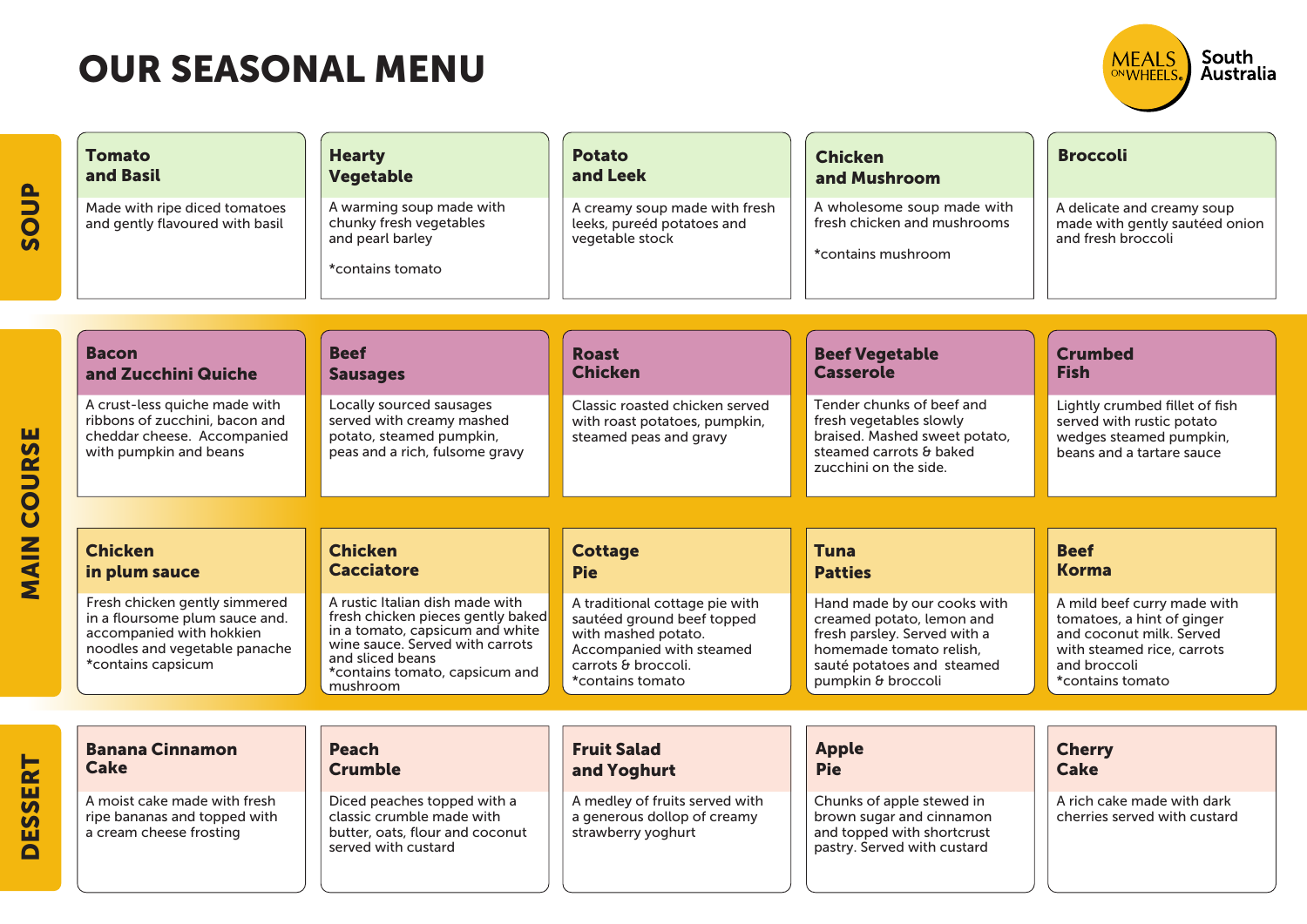# OUR SEASONAL MENU

MEALS ON WHEELS South Australia

## SOUP

### Tomato and Basil

Made with ripe diced tomatoes and gently flavoured with basil

### Hearty Vegetable

A warming soup made with chunky fresh vegetables and pearl barley

*contains tomato

### Potato and Leek

A creamy soup made with fresh leeks, pureéd potatoes and vegetable stock

### Chicken and Mushroom

A wholesome soup made with fresh chicken and mushrooms

*contains mushroom

### Broccoli

A delicate and creamy soup made with gently sautéed onion and fresh broccoli

## MAIN COURSE

### Bacon and Zucchini Quiche

A crust-less quiche made with ribbons of zucchini, bacon and cheddar cheese. Accompanied with pumpkin and beans

### Beef Sausages

Locally sourced sausages served with creamy mashed potato, steamed pumpkin, peas and a rich, fulsome gravy

### Roast Chicken

Classic roasted chicken served with roast potatoes, pumpkin, steamed peas and gravy

### Beef Vegetable Casserole

Tender chunks of beef and fresh vegetables slowly braised. Mashed sweet potato, steamed carrots & baked zucchini on the side.

### Crumbed Fish

Lightly crumbed fillet of fish served with rustic potato wedges steamed pumpkin, beans and a tartare sauce

### Chicken in plum sauce

Fresh chicken gently simmered in a floursome plum sauce and. accompanied with hokkien noodles and vegetable panache

*contains capsicum

### Chicken Cacciatore

A rustic Italian dish made with fresh chicken pieces gently baked in a tomato, capsicum and white wine sauce. Served with carrots and sliced beans

*contains tomato, capsicum and mushroom

### Cottage Pie

A traditional cottage pie with sautéed ground beef topped with mashed potato. Accompanied with steamed carrots & broccoli.

*contains tomato

### Tuna Patties

Hand made by our cooks with creamed potato, lemon and fresh parsley. Served with a homemade tomato relish, sauté potatoes and steamed pumpkin & broccoli

### Beef Korma

A mild beef curry made with tomatoes, a hint of ginger and coconut milk. Served with steamed rice, carrots and broccoli

*contains tomato

## DESSERT

### Banana Cinnamon Cake

A moist cake made with fresh ripe bananas and topped with a cream cheese frosting

### Peach Crumble

Diced peaches topped with a classic crumble made with butter, oats, flour and coconut served with custard

### Fruit Salad and Yoghurt

A medley of fruits served with a generous dollop of creamy strawberry yoghurt

### Apple Pie

Chunks of apple stewed in brown sugar and cinnamon and topped with shortcrust pastry. Served with custard

### Cherry Cake

A rich cake made with dark cherries served with custard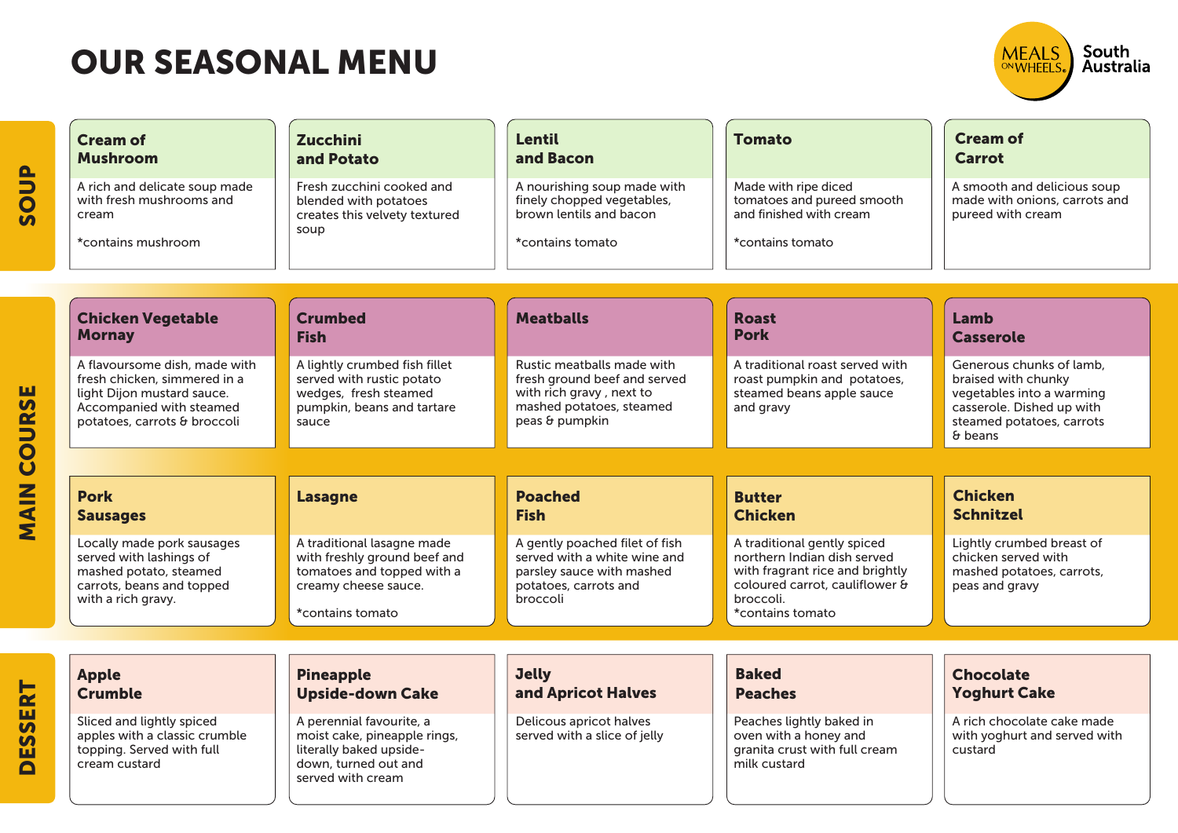# OUR SEASONAL MENU

MEALS ON WHEELS South Australia

## SOUP

### Cream of Mushroom

A rich and delicate soup made with fresh mushrooms and cream

*contains mushroom

### Zucchini and Potato

Fresh zucchini cooked and blended with potatoes creates this velvety textured soup

### Lentil and Bacon

A nourishing soup made with finely chopped vegetables, brown lentils and bacon

*contains tomato

### Tomato

Made with ripe diced tomatoes and pureed smooth and finished with cream

*contains tomato

### Cream of Carrot

A smooth and delicious soup made with onions, carrots and pureed with cream

## MAIN COURSE

### Chicken Vegetable Mornay

A flavoursome dish, made with fresh chicken, simmered in a light Dijon mustard sauce. Accompanied with steamed potatoes, carrots & broccoli

### Crumbed Fish

A lightly crumbed fish fillet served with rustic potato wedges, fresh steamed pumpkin, beans and tartare sauce

### Meatballs

Rustic meatballs made with fresh ground beef and served with rich gravy , next to mashed potatoes, steamed peas & pumpkin

### Roast Pork

A traditional roast served with roast pumpkin and potatoes, steamed beans apple sauce and gravy

### Lamb Casserole

Generous chunks of lamb, braised with chunky vegetables into a warming casserole. Dished up with steamed potatoes, carrots & beans

### Pork Sausages

Locally made pork sausages served with lashings of mashed potato, steamed carrots, beans and topped with a rich gravy.

### Lasagne

A traditional lasagne made with freshly ground beef and tomatoes and topped with a creamy cheese sauce.

*contains tomato

### Poached Fish

A gently poached filet of fish served with a white wine and parsley sauce with mashed potatoes, carrots and broccoli

### Butter Chicken

A traditional gently spiced northern Indian dish served with fragrant rice and brightly coloured carrot, cauliflower & broccoli.

*contains tomato

### Chicken Schnitzel

Lightly crumbed breast of chicken served with mashed potatoes, carrots, peas and gravy

## DESSERT

### Apple Crumble

Sliced and lightly spiced apples with a classic crumble topping. Served with full cream custard

### Pineapple Upside-down Cake

A perennial favourite, a moist cake, pineapple rings, literally baked upside-down, turned out and served with cream

### Jelly and Apricot Halves

Delicous apricot halves served with a slice of jelly

### Baked Peaches

Peaches lightly baked in oven with a honey and granita crust with full cream milk custard

### Chocolate Yoghurt Cake

A rich chocolate cake made with yoghurt and served with custard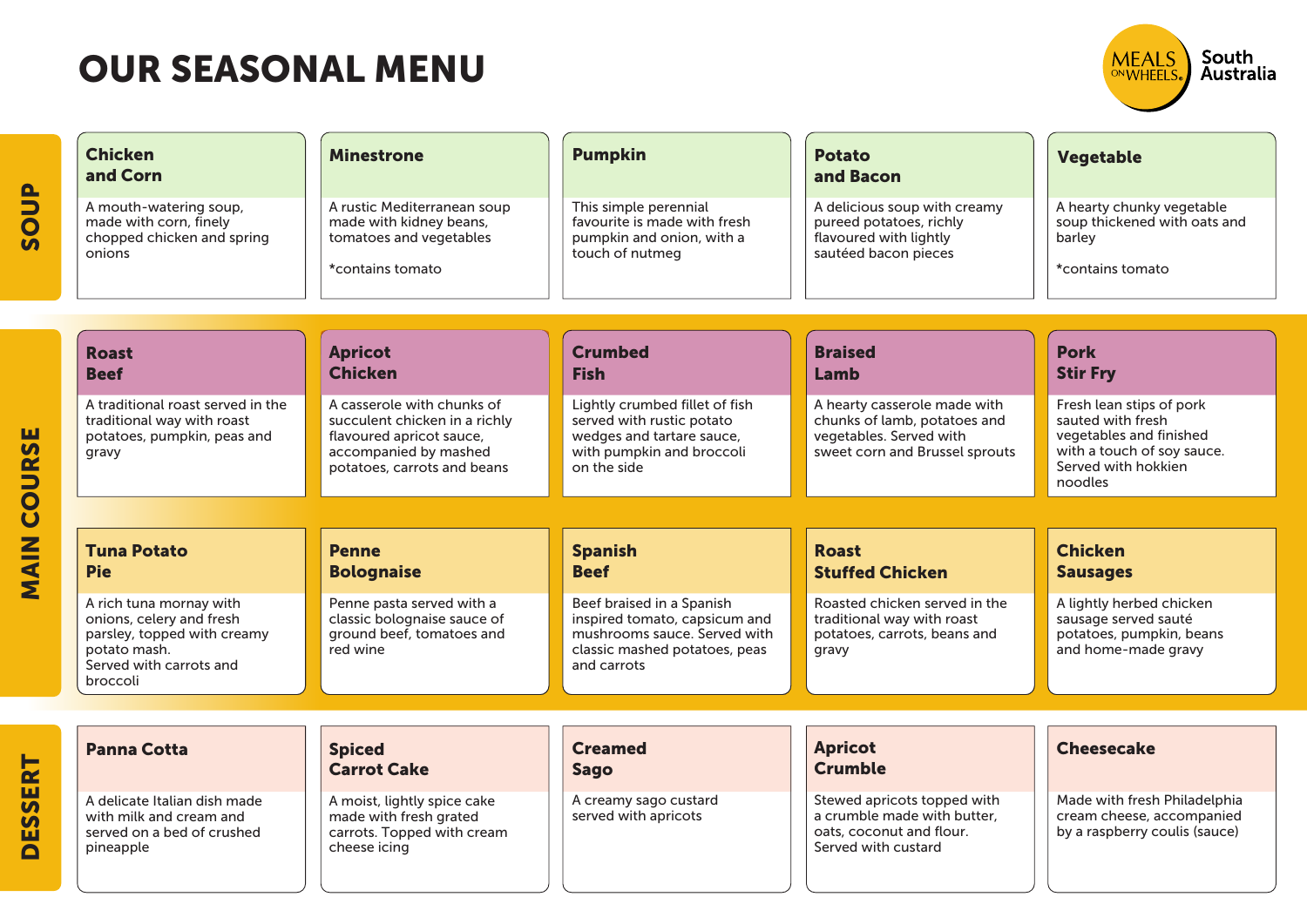# OUR SEASONAL MENU

MEALS ON WHEELS South Australia

## SOUP

### Chicken and Corn

A mouth-watering soup, made with corn, finely chopped chicken and spring onions

### Minestrone

A rustic Mediterranean soup made with kidney beans, tomatoes and vegetables

*contains tomato

### Pumpkin

This simple perennial favourite is made with fresh pumpkin and onion, with a touch of nutmeg

### Potato and Bacon

A delicious soup with creamy pureed potatoes, richly flavoured with lightly sautéed bacon pieces

### Vegetable

A hearty chunky vegetable soup thickened with oats and barley

*contains tomato

## MAIN COURSE

### Roast Beef

A traditional roast served in the traditional way with roast potatoes, pumpkin, peas and gravy

### Apricot Chicken

A casserole with chunks of succulent chicken in a richly flavoured apricot sauce, accompanied by mashed potatoes, carrots and beans

### Crumbed Fish

Lightly crumbed fillet of fish served with rustic potato wedges and tartare sauce, with pumpkin and broccoli on the side

### Braised Lamb

A hearty casserole made with chunks of lamb, potatoes and vegetables. Served with sweet corn and Brussel sprouts

### Pork Stir Fry

Fresh lean stips of pork sauted with fresh vegetables and finished with a touch of soy sauce. Served with hokkien noodles

### Tuna Potato Pie

A rich tuna mornay with onions, celery and fresh parsley, topped with creamy potato mash.
Served with carrots and broccoli

### Penne Bolognaise

Penne pasta served with a classic bolognaise sauce of ground beef, tomatoes and red wine

### Spanish Beef

Beef braised in a Spanish inspired tomato, capsicum and mushrooms sauce. Served with classic mashed potatoes, peas and carrots

### Roast Stuffed Chicken

Roasted chicken served in the traditional way with roast potatoes, carrots, beans and gravy

### Chicken Sausages

A lightly herbed chicken sausage served sauté potatoes, pumpkin, beans and home-made gravy

## DESSERT

### Panna Cotta

A delicate Italian dish made with milk and cream and served on a bed of crushed pineapple

### Spiced Carrot Cake

A moist, lightly spice cake made with fresh grated carrots. Topped with cream cheese icing

### Creamed Sago

A creamy sago custard served with apricots

### Apricot Crumble

Stewed apricots topped with a crumble made with butter, oats, coconut and flour. Served with custard

### Cheesecake

Made with fresh Philadelphia cream cheese, accompanied by a raspberry coulis (sauce)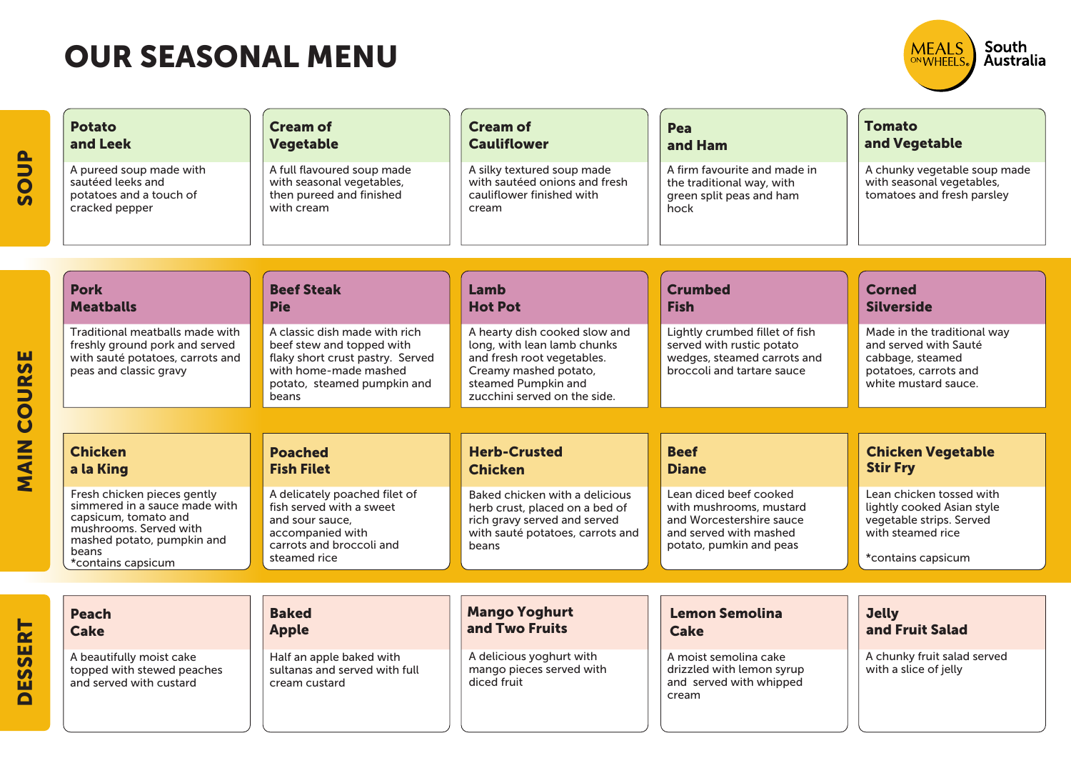# OUR SEASONAL MENU

MEALS ON WHEELS South Australia

## SOUP

### Potato and Leek
A pureed soup made with sautéed leeks and potatoes and a touch of cracked pepper

### Cream of Vegetable
A full flavoured soup made with seasonal vegetables, then pureed and finished with cream

### Cream of Cauliflower
A silky textured soup made with sautéed onions and fresh cauliflower finished with cream

### Pea and Ham
A firm favourite and made in the traditional way, with green split peas and ham hock

### Tomato and Vegetable
A chunky vegetable soup made with seasonal vegetables, tomatoes and fresh parsley

## MAIN COURSE

### Pork Meatballs
Traditional meatballs made with freshly ground pork and served with sauté potatoes, carrots and peas and classic gravy

### Beef Steak Pie
A classic dish made with rich beef stew and topped with flaky short crust pastry. Served with home-made mashed potato, steamed pumpkin and beans

### Lamb Hot Pot
A hearty dish cooked slow and long, with lean lamb chunks and fresh root vegetables. Creamy mashed potato, steamed Pumpkin and zucchini served on the side.

### Crumbed Fish
Lightly crumbed fillet of fish served with rustic potato wedges, steamed carrots and broccoli and tartare sauce

### Corned Silverside
Made in the traditional way and served with Sauté cabbage, steamed potatoes, carrots and white mustard sauce.

### Chicken a la King
Fresh chicken pieces gently simmered in a sauce made with capsicum, tomato and mushrooms. Served with mashed potato, pumpkin and beans
*contains capsicum

### Poached Fish Filet
A delicately poached filet of fish served with a sweet and sour sauce, accompanied with carrots and broccoli and steamed rice

### Herb-Crusted Chicken
Baked chicken with a delicious herb crust, placed on a bed of rich gravy served and served with sauté potatoes, carrots and beans

### Beef Diane
Lean diced beef cooked with mushrooms, mustard and Worcestershire sauce and served with mashed potato, pumkin and peas

### Chicken Vegetable Stir Fry
Lean chicken tossed with lightly cooked Asian style vegetable strips. Served with steamed rice

*contains capsicum

## DESSERT

### Peach Cake
A beautifully moist cake topped with stewed peaches and served with custard

### Baked Apple
Half an apple baked with sultanas and served with full cream custard

### Mango Yoghurt and Two Fruits
A delicious yoghurt with mango pieces served with diced fruit

### Lemon Semolina Cake
A moist semolina cake drizzled with lemon syrup and served with whipped cream

### Jelly and Fruit Salad
A chunky fruit salad served with a slice of jelly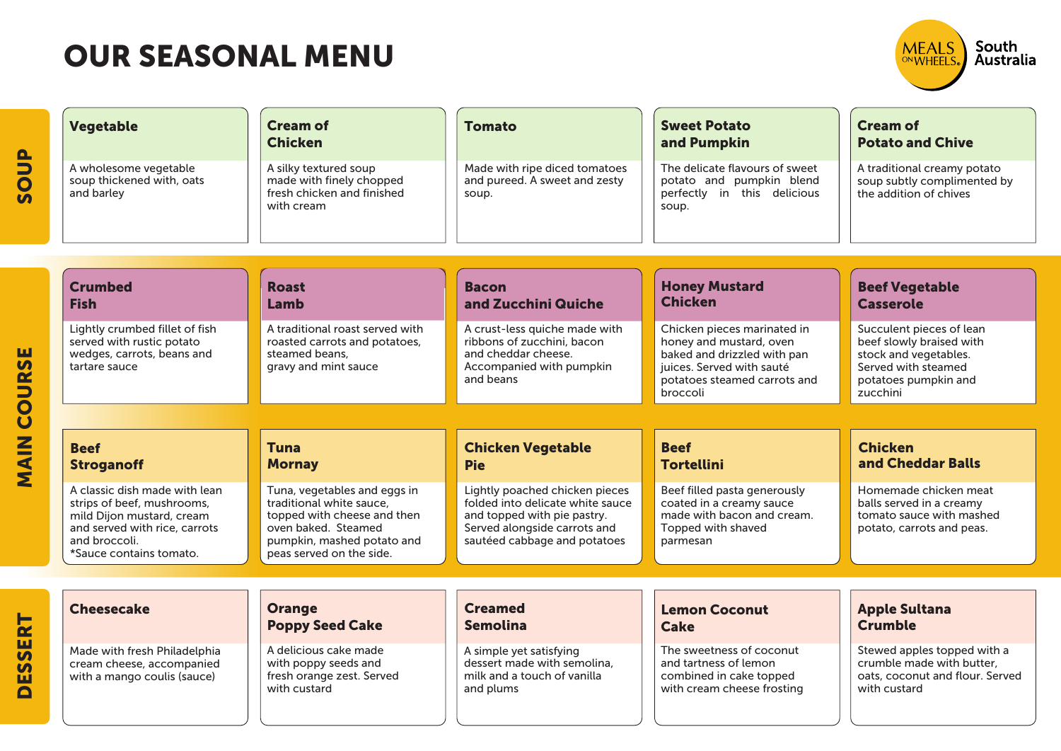# OUR SEASONAL MENU

MEALS ON WHEELS South Australia

## SOUP

### Vegetable

A wholesome vegetable soup thickened with, oats and barley

### Cream of Chicken

A silky textured soup made with finely chopped fresh chicken and finished with cream

### Tomato

Made with ripe diced tomatoes and pureed. A sweet and zesty soup.

### Sweet Potato and Pumpkin

The delicate flavours of sweet potato and pumpkin blend perfectly in this delicious soup.

### Cream of Potato and Chive

A traditional creamy potato soup subtly complimented by the addition of chives

## MAIN COURSE

### Crumbed Fish

Lightly crumbed fillet of fish served with rustic potato wedges, carrots, beans and tartare sauce

### Roast Lamb

A traditional roast served with roasted carrots and potatoes, steamed beans, gravy and mint sauce

### Bacon and Zucchini Quiche

A crust-less quiche made with ribbons of zucchini, bacon and cheddar cheese. Accompanied with pumpkin and beans

### Honey Mustard Chicken

Chicken pieces marinated in honey and mustard, oven baked and drizzled with pan juices. Served with sauté potatoes steamed carrots and broccoli

### Beef Vegetable Casserole

Succulent pieces of lean beef slowly braised with stock and vegetables. Served with steamed potatoes pumpkin and zucchini

### Beef Stroganoff

A classic dish made with lean strips of beef, mushrooms, mild Dijon mustard, cream and served with rice, carrots and broccoli.
*Sauce contains tomato.

### Tuna Mornay

Tuna, vegetables and eggs in traditional white sauce, topped with cheese and then oven baked. Steamed pumpkin, mashed potato and peas served on the side.

### Chicken Vegetable Pie

Lightly poached chicken pieces folded into delicate white sauce and topped with pie pastry. Served alongside carrots and sautéed cabbage and potatoes

### Beef Tortellini

Beef filled pasta generously coated in a creamy sauce made with bacon and cream. Topped with shaved parmesan

### Chicken and Cheddar Balls

Homemade chicken meat balls served in a creamy tomato sauce with mashed potato, carrots and peas.

## DESSERT

### Cheesecake

Made with fresh Philadelphia cream cheese, accompanied with a mango coulis (sauce)

### Orange Poppy Seed Cake

A delicious cake made with poppy seeds and fresh orange zest. Served with custard

### Creamed Semolina

A simple yet satisfying dessert made with semolina, milk and a touch of vanilla and plums

### Lemon Coconut Cake

The sweetness of coconut and tartness of lemon combined in cake topped with cream cheese frosting

### Apple Sultana Crumble

Stewed apples topped with a crumble made with butter, oats, coconut and flour. Served with custard